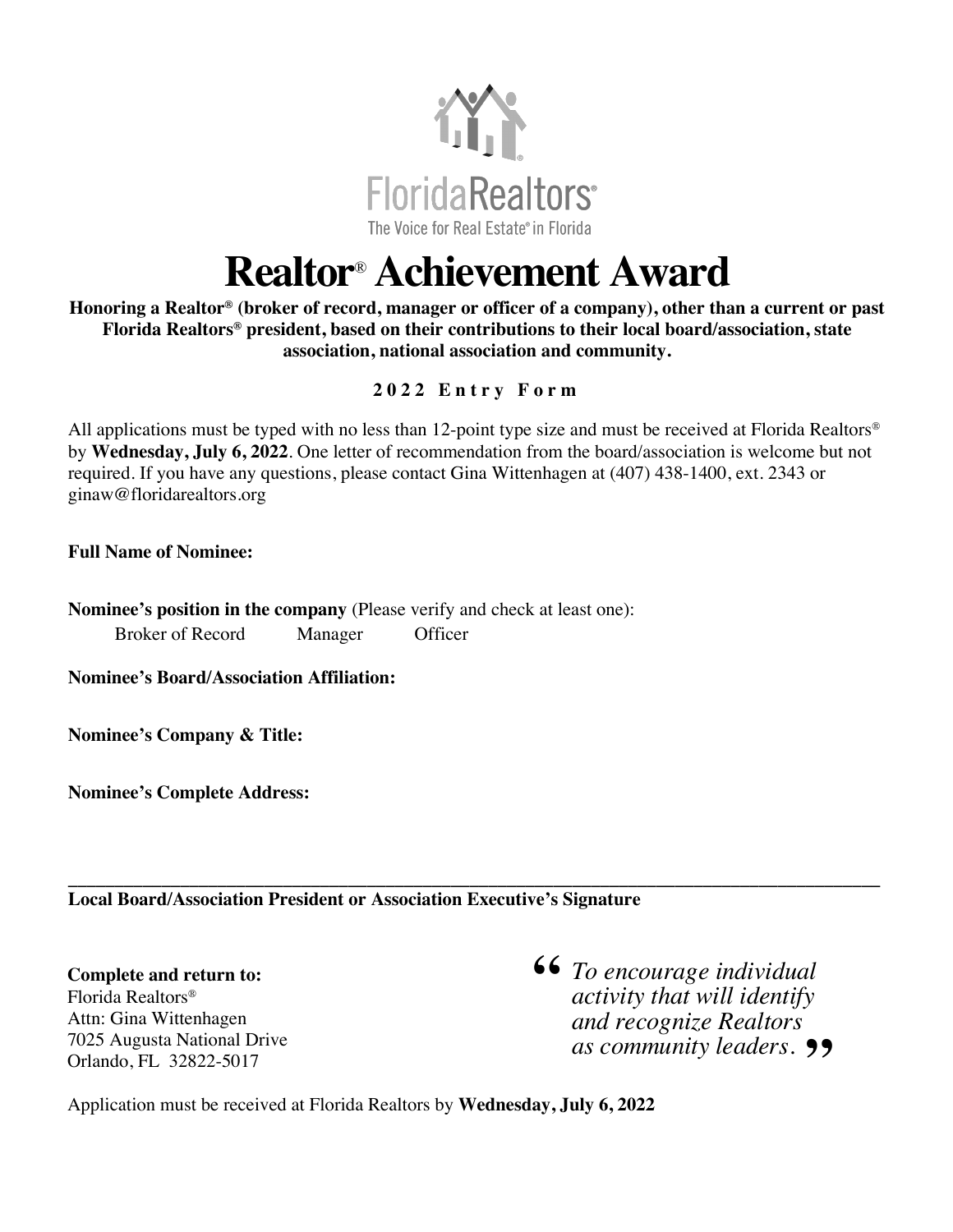FloridaRealtors®

The Voice for Real Estate® in Florida

# Realtor® Achievement Award

**Honoring a Realtor® (broker of record, manager or officer of a company), other than a current or past Florida Realtors® president, based on their contributions to their local board/association, state association, national association and community.**

**2022 Entry Form**

All applications must be typed with no less than 12-point type size and must be received at Florida Realtors® by **Wednesday, July 6, 2022**. One letter of recommendation from the board/association is welcome but not required. If you have any questions, please contact Gina Wittenhagen at (407) 438-1400, ext. 2343 or ginaw@floridarealtors.org

**Full Name of Nominee:**

**Nominee's position in the company** (Please verify and check at least one):

Broker of Record    Manager    Officer

**Nominee's Board/Association Affiliation:**

**Nominee's Company & Title:**

**Nominee's Complete Address:**

\_\_\_\_\_\_\_\_\_\_\_\_\_\_\_\_\_\_\_\_\_\_\_\_\_\_\_\_\_\_\_\_\_\_\_\_\_\_\_\_\_\_\_\_\_\_\_\_\_\_\_\_\_\_\_\_\_\_\_\_\_\_\_\_\_\_\_\_\_\_\_\_

**Local Board/Association President or Association Executive's Signature**

**Complete and return to:**
Florida Realtors®
Attn: Gina Wittenhagen
7025 Augusta National Drive
Orlando, FL 32822-5017

> *"To encourage individual activity that will identify and recognize Realtors as community leaders."*

Application must be received at Florida Realtors by **Wednesday, July 6, 2022**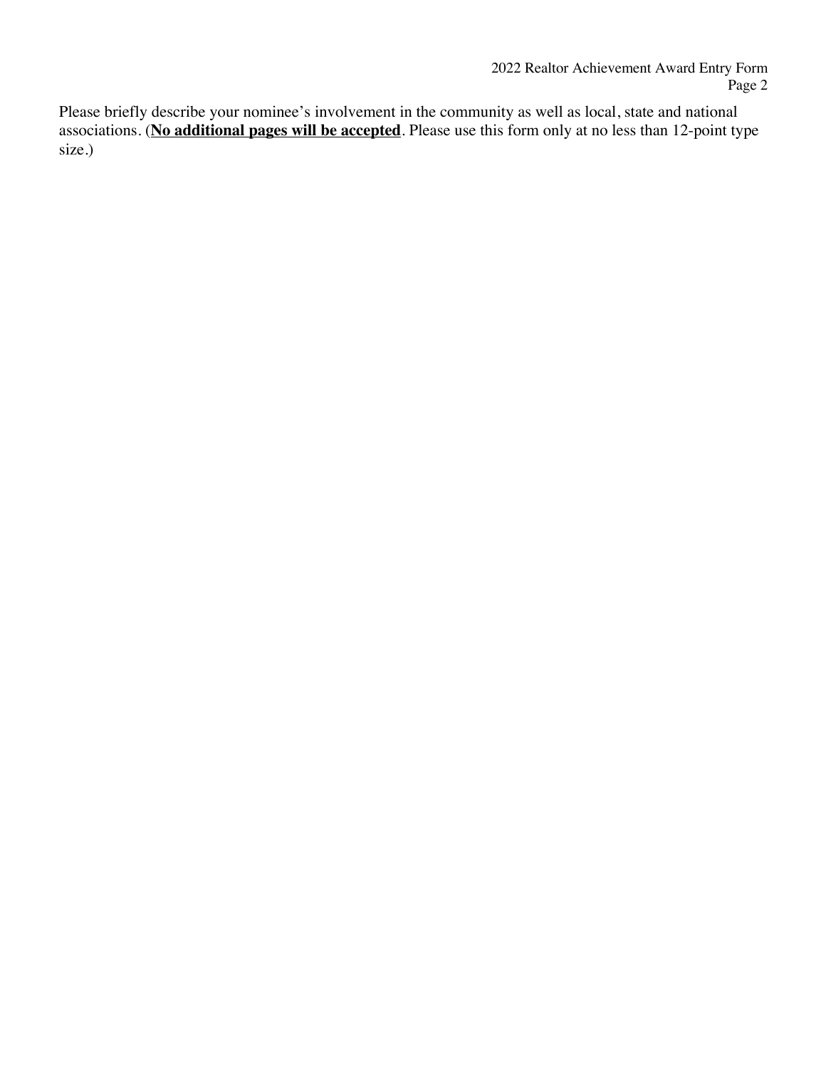Please briefly describe your nominee's involvement in the community as well as local, state and national associations. (**No additional pages will be accepted**. Please use this form only at no less than 12-point type size.)